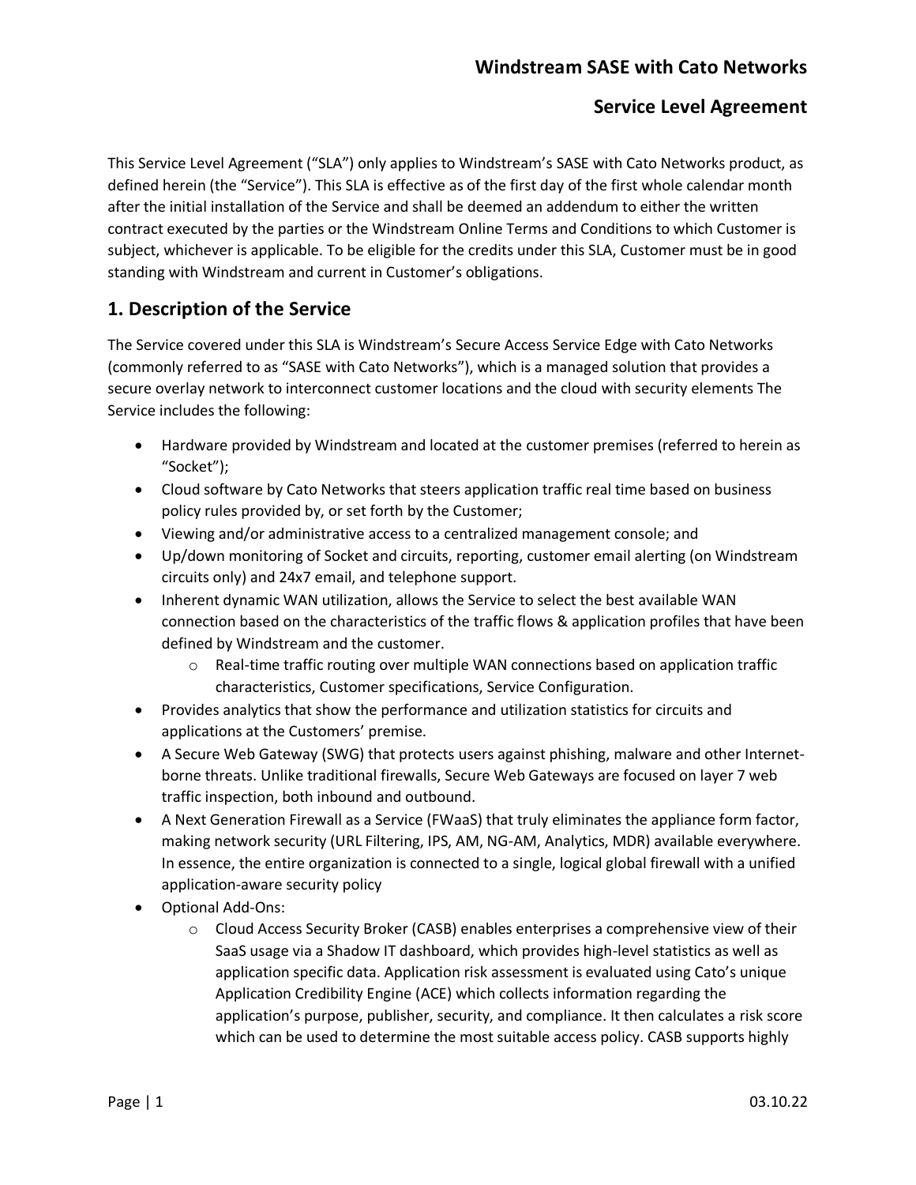# Windstream SASE with Cato Networks

## Service Level Agreement

This Service Level Agreement ("SLA") only applies to Windstream's SASE with Cato Networks product, as defined herein (the "Service"). This SLA is effective as of the first day of the first whole calendar month after the initial installation of the Service and shall be deemed an addendum to either the written contract executed by the parties or the Windstream Online Terms and Conditions to which Customer is subject, whichever is applicable. To be eligible for the credits under this SLA, Customer must be in good standing with Windstream and current in Customer's obligations.

## 1. Description of the Service

The Service covered under this SLA is Windstream's Secure Access Service Edge with Cato Networks (commonly referred to as "SASE with Cato Networks"), which is a managed solution that provides a secure overlay network to interconnect customer locations and the cloud with security elements The Service includes the following:

- Hardware provided by Windstream and located at the customer premises (referred to herein as "Socket");
- Cloud software by Cato Networks that steers application traffic real time based on business policy rules provided by, or set forth by the Customer;
- Viewing and/or administrative access to a centralized management console; and
- Up/down monitoring of Socket and circuits, reporting, customer email alerting (on Windstream circuits only) and 24x7 email, and telephone support.
- Inherent dynamic WAN utilization, allows the Service to select the best available WAN connection based on the characteristics of the traffic flows & application profiles that have been defined by Windstream and the customer.
    - Real-time traffic routing over multiple WAN connections based on application traffic characteristics, Customer specifications, Service Configuration.
- Provides analytics that show the performance and utilization statistics for circuits and applications at the Customers' premise.
- A Secure Web Gateway (SWG) that protects users against phishing, malware and other Internet-borne threats. Unlike traditional firewalls, Secure Web Gateways are focused on layer 7 web traffic inspection, both inbound and outbound.
- A Next Generation Firewall as a Service (FWaaS) that truly eliminates the appliance form factor, making network security (URL Filtering, IPS, AM, NG-AM, Analytics, MDR) available everywhere. In essence, the entire organization is connected to a single, logical global firewall with a unified application-aware security policy
- Optional Add-Ons:
    - Cloud Access Security Broker (CASB) enables enterprises a comprehensive view of their SaaS usage via a Shadow IT dashboard, which provides high-level statistics as well as application specific data. Application risk assessment is evaluated using Cato's unique Application Credibility Engine (ACE) which collects information regarding the application's purpose, publisher, security, and compliance. It then calculates a risk score which can be used to determine the most suitable access policy. CASB supports highly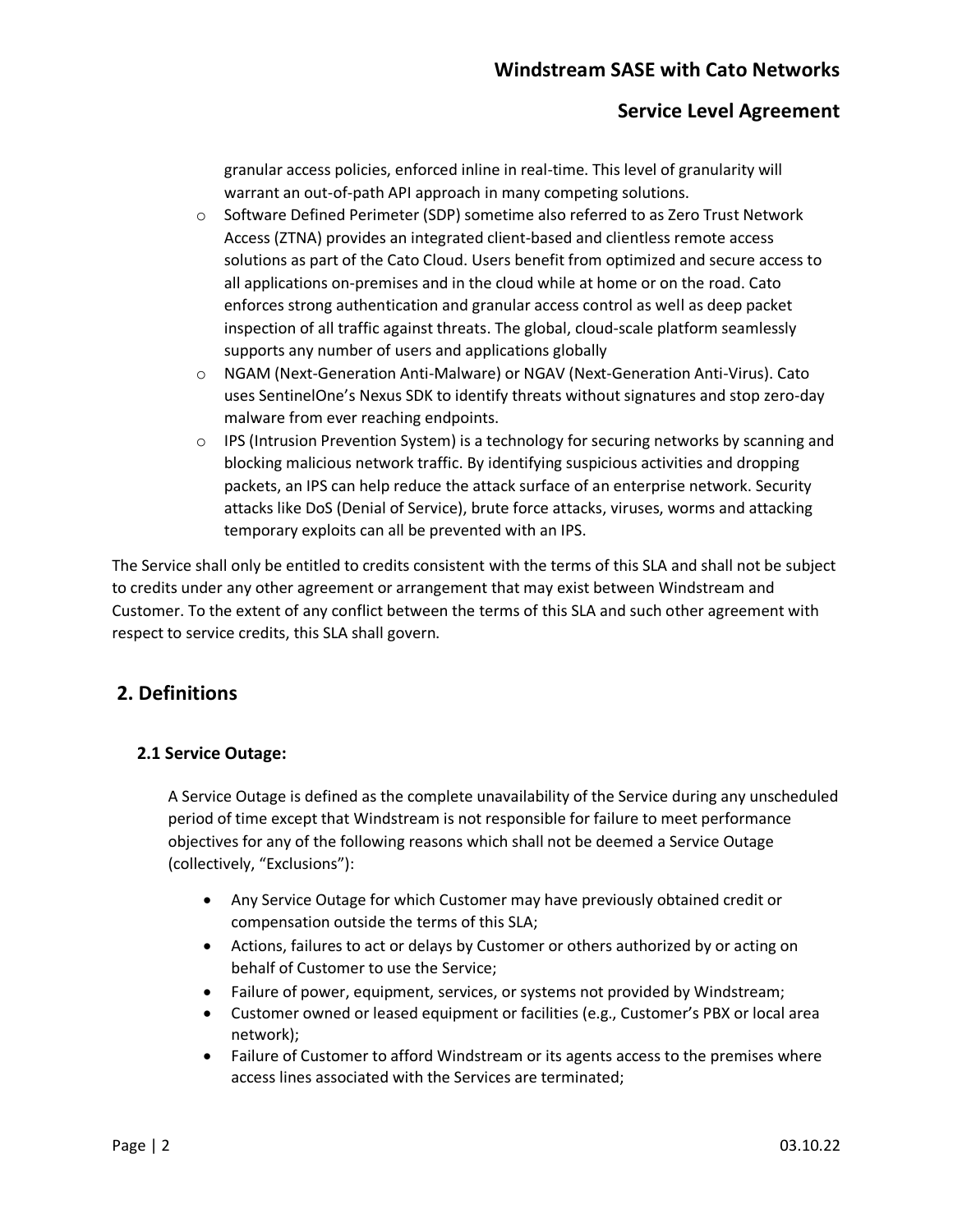granular access policies, enforced inline in real-time. This level of granularity will warrant an out-of-path API approach in many competing solutions.

- Software Defined Perimeter (SDP) sometime also referred to as Zero Trust Network Access (ZTNA) provides an integrated client-based and clientless remote access solutions as part of the Cato Cloud. Users benefit from optimized and secure access to all applications on-premises and in the cloud while at home or on the road. Cato enforces strong authentication and granular access control as well as deep packet inspection of all traffic against threats. The global, cloud-scale platform seamlessly supports any number of users and applications globally
- NGAM (Next-Generation Anti-Malware) or NGAV (Next-Generation Anti-Virus). Cato uses SentinelOne's Nexus SDK to identify threats without signatures and stop zero-day malware from ever reaching endpoints.
- IPS (Intrusion Prevention System) is a technology for securing networks by scanning and blocking malicious network traffic. By identifying suspicious activities and dropping packets, an IPS can help reduce the attack surface of an enterprise network. Security attacks like DoS (Denial of Service), brute force attacks, viruses, worms and attacking temporary exploits can all be prevented with an IPS.

The Service shall only be entitled to credits consistent with the terms of this SLA and shall not be subject to credits under any other agreement or arrangement that may exist between Windstream and Customer. To the extent of any conflict between the terms of this SLA and such other agreement with respect to service credits, this SLA shall govern.

## 2. Definitions

### 2.1 Service Outage:

A Service Outage is defined as the complete unavailability of the Service during any unscheduled period of time except that Windstream is not responsible for failure to meet performance objectives for any of the following reasons which shall not be deemed a Service Outage (collectively, "Exclusions"):

- Any Service Outage for which Customer may have previously obtained credit or compensation outside the terms of this SLA;
- Actions, failures to act or delays by Customer or others authorized by or acting on behalf of Customer to use the Service;
- Failure of power, equipment, services, or systems not provided by Windstream;
- Customer owned or leased equipment or facilities (e.g., Customer's PBX or local area network);
- Failure of Customer to afford Windstream or its agents access to the premises where access lines associated with the Services are terminated;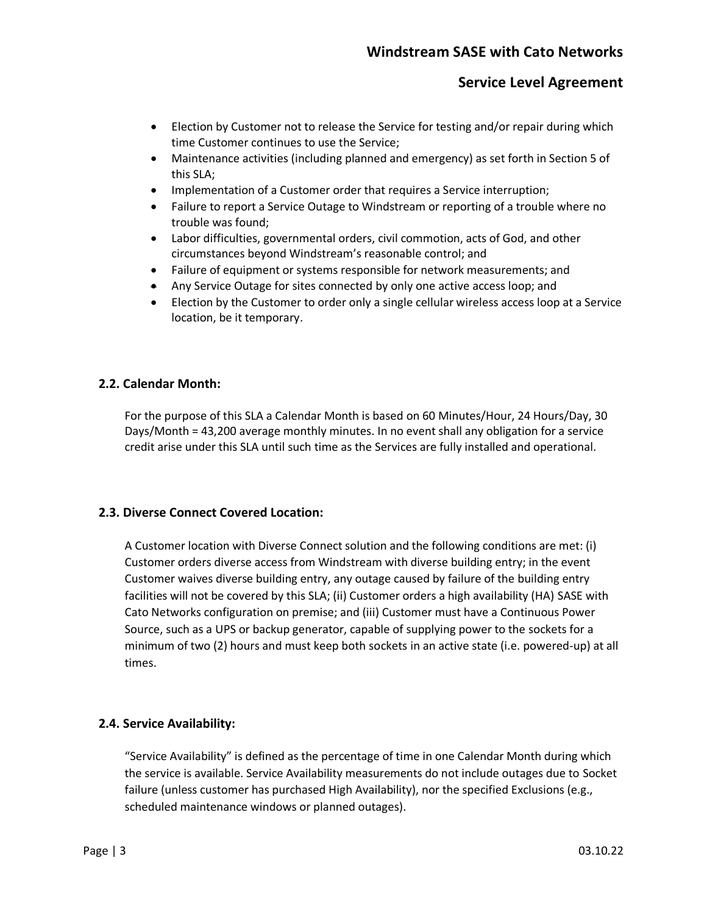- Election by Customer not to release the Service for testing and/or repair during which time Customer continues to use the Service;
- Maintenance activities (including planned and emergency) as set forth in Section 5 of this SLA;
- Implementation of a Customer order that requires a Service interruption;
- Failure to report a Service Outage to Windstream or reporting of a trouble where no trouble was found;
- Labor difficulties, governmental orders, civil commotion, acts of God, and other circumstances beyond Windstream's reasonable control; and
- Failure of equipment or systems responsible for network measurements; and
- Any Service Outage for sites connected by only one active access loop; and
- Election by the Customer to order only a single cellular wireless access loop at a Service location, be it temporary.

### 2.2. Calendar Month:

For the purpose of this SLA a Calendar Month is based on 60 Minutes/Hour, 24 Hours/Day, 30 Days/Month = 43,200 average monthly minutes. In no event shall any obligation for a service credit arise under this SLA until such time as the Services are fully installed and operational.

### 2.3. Diverse Connect Covered Location:

A Customer location with Diverse Connect solution and the following conditions are met: (i) Customer orders diverse access from Windstream with diverse building entry; in the event Customer waives diverse building entry, any outage caused by failure of the building entry facilities will not be covered by this SLA; (ii) Customer orders a high availability (HA) SASE with Cato Networks configuration on premise; and (iii) Customer must have a Continuous Power Source, such as a UPS or backup generator, capable of supplying power to the sockets for a minimum of two (2) hours and must keep both sockets in an active state (i.e. powered-up) at all times.

### 2.4. Service Availability:

"Service Availability" is defined as the percentage of time in one Calendar Month during which the service is available. Service Availability measurements do not include outages due to Socket failure (unless customer has purchased High Availability), nor the specified Exclusions (e.g., scheduled maintenance windows or planned outages).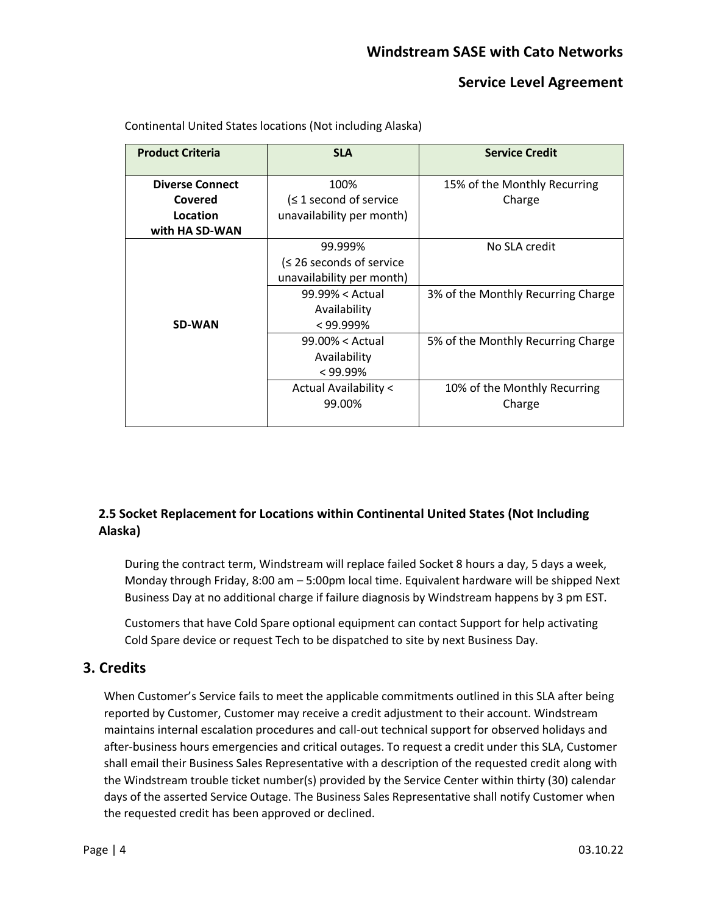Continental United States locations (Not including Alaska)

| Product Criteria | SLA | Service Credit |
|---|---|---|
| **Diverse Connect Covered Location with HA SD-WAN** | 100% (≤ 1 second of service unavailability per month) | 15% of the Monthly Recurring Charge |
| **SD-WAN** | 99.999% (≤ 26 seconds of service unavailability per month) | No SLA credit |
| | 99.99% < Actual Availability < 99.999% | 3% of the Monthly Recurring Charge |
| | 99.00% < Actual Availability < 99.99% | 5% of the Monthly Recurring Charge |
| | Actual Availability < 99.00% | 10% of the Monthly Recurring Charge |

### 2.5 Socket Replacement for Locations within Continental United States (Not Including Alaska)

During the contract term, Windstream will replace failed Socket 8 hours a day, 5 days a week, Monday through Friday, 8:00 am – 5:00pm local time. Equivalent hardware will be shipped Next Business Day at no additional charge if failure diagnosis by Windstream happens by 3 pm EST.

Customers that have Cold Spare optional equipment can contact Support for help activating Cold Spare device or request Tech to be dispatched to site by next Business Day.

## 3. Credits

When Customer's Service fails to meet the applicable commitments outlined in this SLA after being reported by Customer, Customer may receive a credit adjustment to their account. Windstream maintains internal escalation procedures and call-out technical support for observed holidays and after-business hours emergencies and critical outages. To request a credit under this SLA, Customer shall email their Business Sales Representative with a description of the requested credit along with the Windstream trouble ticket number(s) provided by the Service Center within thirty (30) calendar days of the asserted Service Outage. The Business Sales Representative shall notify Customer when the requested credit has been approved or declined.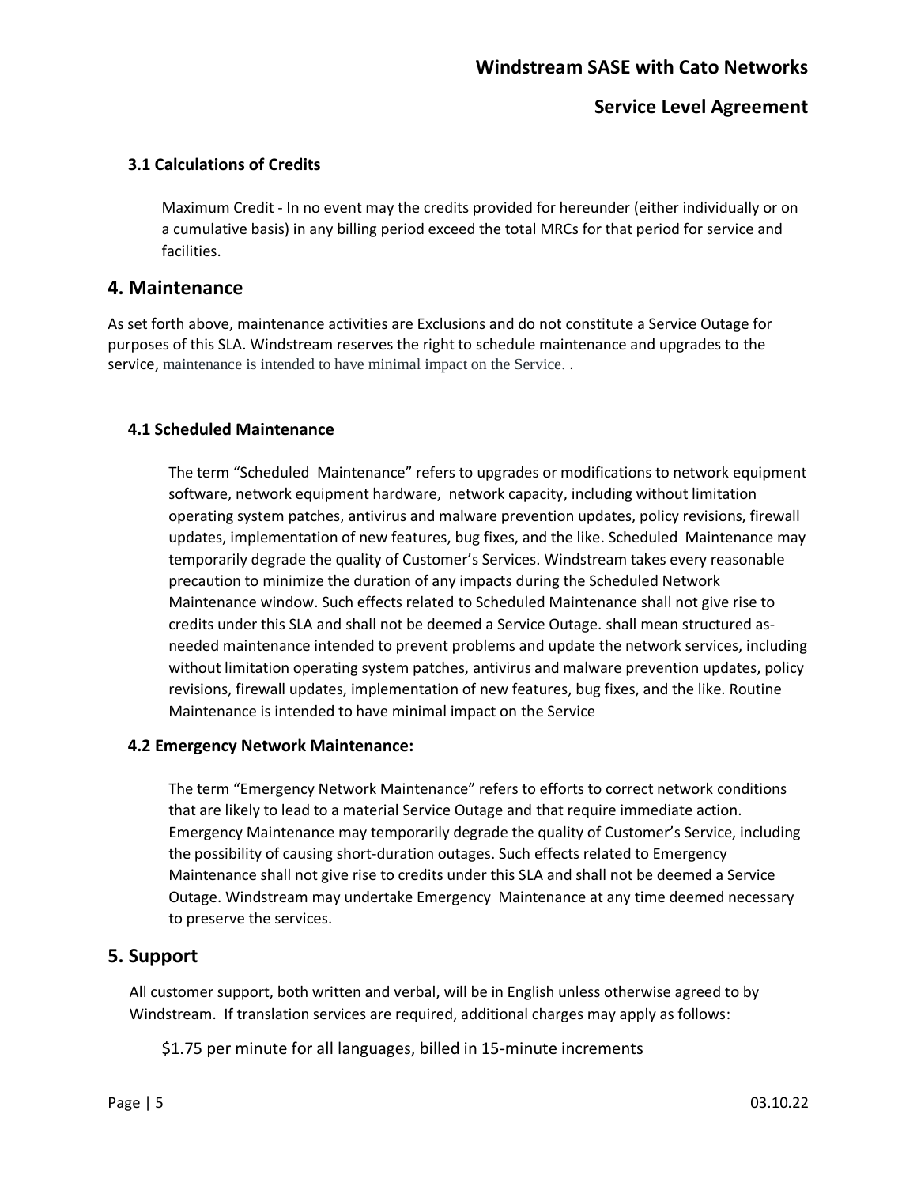### 3.1 Calculations of Credits

Maximum Credit - In no event may the credits provided for hereunder (either individually or on a cumulative basis) in any billing period exceed the total MRCs for that period for service and facilities.

## 4. Maintenance

As set forth above, maintenance activities are Exclusions and do not constitute a Service Outage for purposes of this SLA. Windstream reserves the right to schedule maintenance and upgrades to the service, maintenance is intended to have minimal impact on the Service. .

### 4.1 Scheduled Maintenance

The term "Scheduled Maintenance" refers to upgrades or modifications to network equipment software, network equipment hardware, network capacity, including without limitation operating system patches, antivirus and malware prevention updates, policy revisions, firewall updates, implementation of new features, bug fixes, and the like. Scheduled Maintenance may temporarily degrade the quality of Customer's Services. Windstream takes every reasonable precaution to minimize the duration of any impacts during the Scheduled Network Maintenance window. Such effects related to Scheduled Maintenance shall not give rise to credits under this SLA and shall not be deemed a Service Outage. shall mean structured as-needed maintenance intended to prevent problems and update the network services, including without limitation operating system patches, antivirus and malware prevention updates, policy revisions, firewall updates, implementation of new features, bug fixes, and the like. Routine Maintenance is intended to have minimal impact on the Service

### 4.2 Emergency Network Maintenance:

The term "Emergency Network Maintenance" refers to efforts to correct network conditions that are likely to lead to a material Service Outage and that require immediate action. Emergency Maintenance may temporarily degrade the quality of Customer's Service, including the possibility of causing short-duration outages. Such effects related to Emergency Maintenance shall not give rise to credits under this SLA and shall not be deemed a Service Outage. Windstream may undertake Emergency Maintenance at any time deemed necessary to preserve the services.

## 5. Support

All customer support, both written and verbal, will be in English unless otherwise agreed to by Windstream. If translation services are required, additional charges may apply as follows:

$1.75 per minute for all languages, billed in 15-minute increments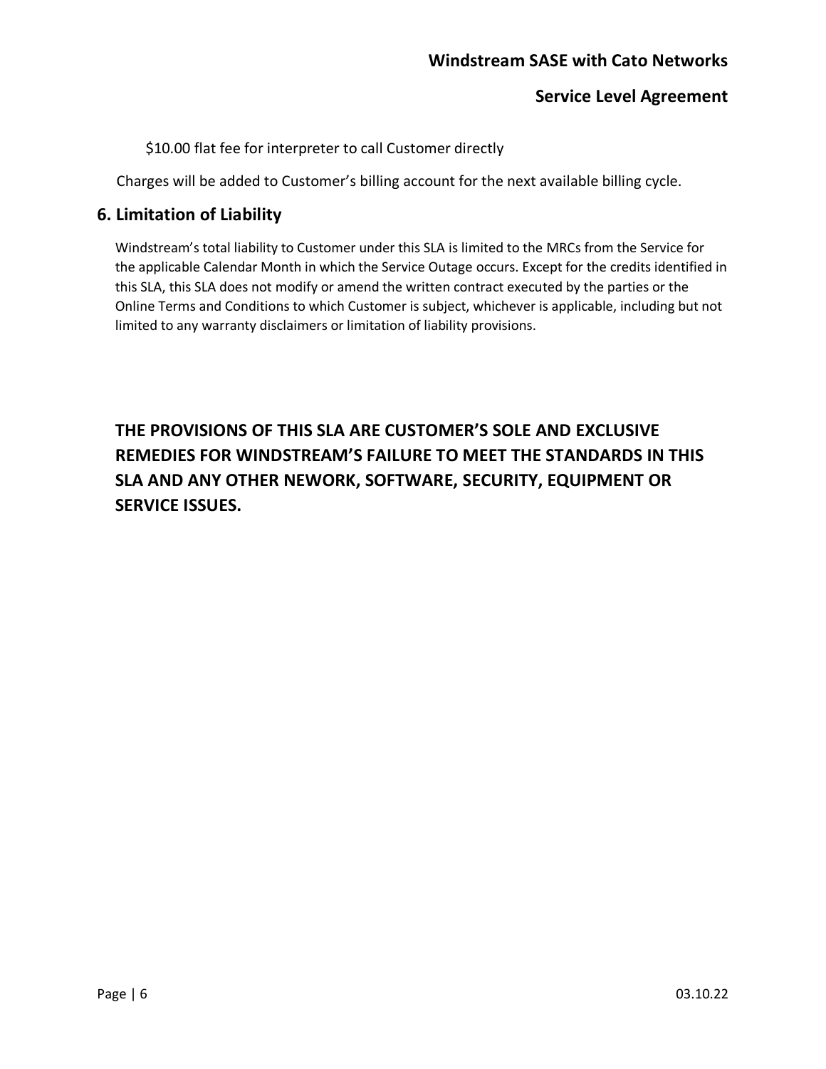$10.00 flat fee for interpreter to call Customer directly

Charges will be added to Customer's billing account for the next available billing cycle.

## 6. Limitation of Liability

Windstream's total liability to Customer under this SLA is limited to the MRCs from the Service for the applicable Calendar Month in which the Service Outage occurs. Except for the credits identified in this SLA, this SLA does not modify or amend the written contract executed by the parties or the Online Terms and Conditions to which Customer is subject, whichever is applicable, including but not limited to any warranty disclaimers or limitation of liability provisions.

**THE PROVISIONS OF THIS SLA ARE CUSTOMER'S SOLE AND EXCLUSIVE REMEDIES FOR WINDSTREAM'S FAILURE TO MEET THE STANDARDS IN THIS SLA AND ANY OTHER NEWORK, SOFTWARE, SECURITY, EQUIPMENT OR SERVICE ISSUES.**